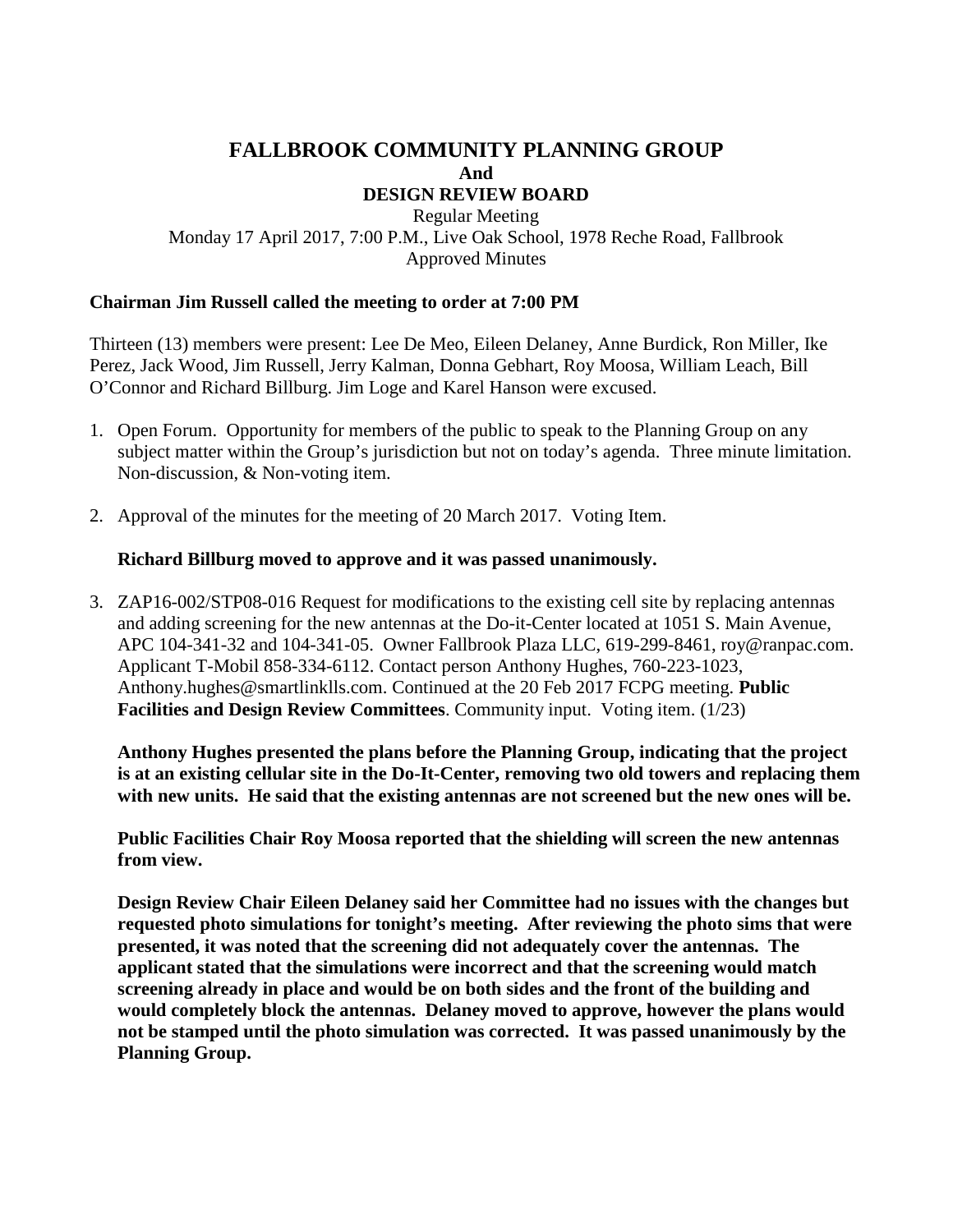# FALLBROOK COMMUNITY PLANNING GROUP

**And**

## DESIGN REVIEW BOARD

Regular Meeting

Monday 17 April 2017, 7:00 P.M., Live Oak School, 1978 Reche Road, Fallbrook

Approved Minutes

**Chairman Jim Russell called the meeting to order at 7:00 PM**

Thirteen (13) members were present: Lee De Meo, Eileen Delaney, Anne Burdick, Ron Miller, Ike Perez, Jack Wood, Jim Russell, Jerry Kalman, Donna Gebhart, Roy Moosa, William Leach, Bill O'Connor and Richard Billburg. Jim Loge and Karel Hanson were excused.

1. Open Forum. Opportunity for members of the public to speak to the Planning Group on any subject matter within the Group's jurisdiction but not on today's agenda. Three minute limitation. Non-discussion, & Non-voting item.

2. Approval of the minutes for the meeting of 20 March 2017. Voting Item.

   **Richard Billburg moved to approve and it was passed unanimously.**

3. ZAP16-002/STP08-016 Request for modifications to the existing cell site by replacing antennas and adding screening for the new antennas at the Do-it-Center located at 1051 S. Main Avenue, APC 104-341-32 and 104-341-05. Owner Fallbrook Plaza LLC, 619-299-8461, roy@ranpac.com. Applicant T-Mobil 858-334-6112. Contact person Anthony Hughes, 760-223-1023, Anthony.hughes@smartlinklls.com. Continued at the 20 Feb 2017 FCPG meeting. **Public Facilities and Design Review Committees**. Community input. Voting item. (1/23)

   **Anthony Hughes presented the plans before the Planning Group, indicating that the project is at an existing cellular site in the Do-It-Center, removing two old towers and replacing them with new units. He said that the existing antennas are not screened but the new ones will be.**

   **Public Facilities Chair Roy Moosa reported that the shielding will screen the new antennas from view.**

   **Design Review Chair Eileen Delaney said her Committee had no issues with the changes but requested photo simulations for tonight's meeting. After reviewing the photo sims that were presented, it was noted that the screening did not adequately cover the antennas. The applicant stated that the simulations were incorrect and that the screening would match screening already in place and would be on both sides and the front of the building and would completely block the antennas. Delaney moved to approve, however the plans would not be stamped until the photo simulation was corrected. It was passed unanimously by the Planning Group.**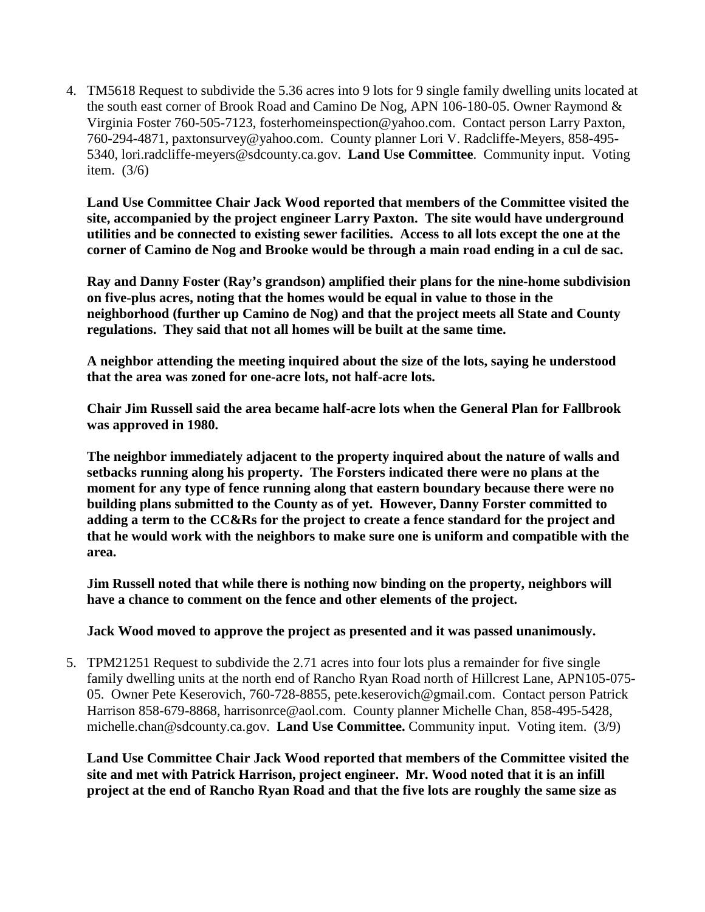4. TM5618 Request to subdivide the 5.36 acres into 9 lots for 9 single family dwelling units located at the south east corner of Brook Road and Camino De Nog, APN 106-180-05. Owner Raymond & Virginia Foster 760-505-7123, fosterhomeinspection@yahoo.com. Contact person Larry Paxton, 760-294-4871, paxtonsurvey@yahoo.com. County planner Lori V. Radcliffe-Meyers, 858-495-5340, lori.radcliffe-meyers@sdcounty.ca.gov. **Land Use Committee**. Community input. Voting item. (3/6)

   **Land Use Committee Chair Jack Wood reported that members of the Committee visited the site, accompanied by the project engineer Larry Paxton. The site would have underground utilities and be connected to existing sewer facilities. Access to all lots except the one at the corner of Camino de Nog and Brooke would be through a main road ending in a cul de sac.**

   **Ray and Danny Foster (Ray's grandson) amplified their plans for the nine-home subdivision on five-plus acres, noting that the homes would be equal in value to those in the neighborhood (further up Camino de Nog) and that the project meets all State and County regulations. They said that not all homes will be built at the same time.**

   **A neighbor attending the meeting inquired about the size of the lots, saying he understood that the area was zoned for one-acre lots, not half-acre lots.**

   **Chair Jim Russell said the area became half-acre lots when the General Plan for Fallbrook was approved in 1980.**

   **The neighbor immediately adjacent to the property inquired about the nature of walls and setbacks running along his property. The Forsters indicated there were no plans at the moment for any type of fence running along that eastern boundary because there were no building plans submitted to the County as of yet. However, Danny Forster committed to adding a term to the CC&Rs for the project to create a fence standard for the project and that he would work with the neighbors to make sure one is uniform and compatible with the area.**

   **Jim Russell noted that while there is nothing now binding on the property, neighbors will have a chance to comment on the fence and other elements of the project.**

   **Jack Wood moved to approve the project as presented and it was passed unanimously.**

5. TPM21251 Request to subdivide the 2.71 acres into four lots plus a remainder for five single family dwelling units at the north end of Rancho Ryan Road north of Hillcrest Lane, APN105-075-05. Owner Pete Keserovich, 760-728-8855, pete.keserovich@gmail.com. Contact person Patrick Harrison 858-679-8868, harrisonrce@aol.com. County planner Michelle Chan, 858-495-5428, michelle.chan@sdcounty.ca.gov. **Land Use Committee.** Community input. Voting item. (3/9)

   **Land Use Committee Chair Jack Wood reported that members of the Committee visited the site and met with Patrick Harrison, project engineer. Mr. Wood noted that it is an infill project at the end of Rancho Ryan Road and that the five lots are roughly the same size as**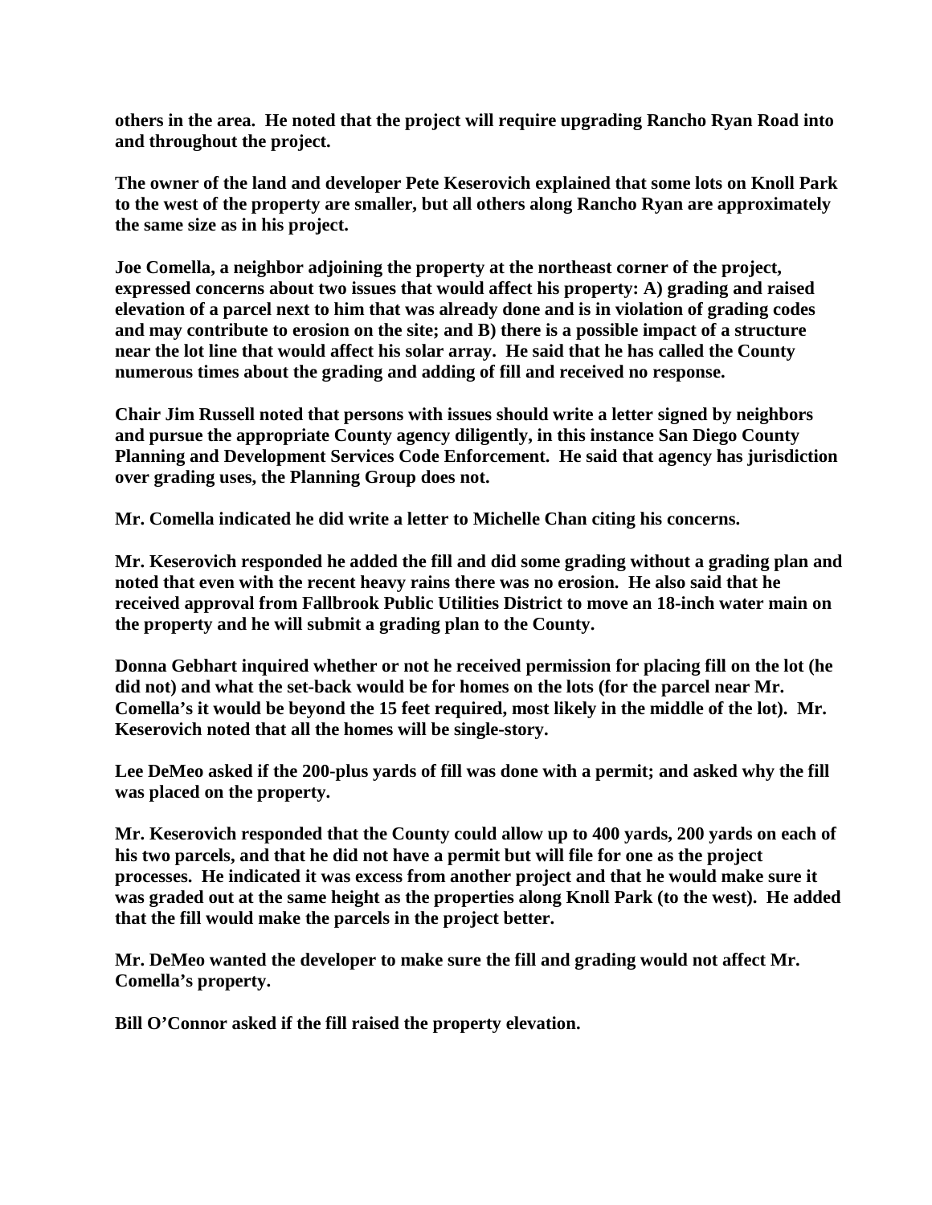**others in the area. He noted that the project will require upgrading Rancho Ryan Road into and throughout the project.**

**The owner of the land and developer Pete Keserovich explained that some lots on Knoll Park to the west of the property are smaller, but all others along Rancho Ryan are approximately the same size as in his project.**

**Joe Comella, a neighbor adjoining the property at the northeast corner of the project, expressed concerns about two issues that would affect his property: A) grading and raised elevation of a parcel next to him that was already done and is in violation of grading codes and may contribute to erosion on the site; and B) there is a possible impact of a structure near the lot line that would affect his solar array. He said that he has called the County numerous times about the grading and adding of fill and received no response.**

**Chair Jim Russell noted that persons with issues should write a letter signed by neighbors and pursue the appropriate County agency diligently, in this instance San Diego County Planning and Development Services Code Enforcement. He said that agency has jurisdiction over grading uses, the Planning Group does not.**

**Mr. Comella indicated he did write a letter to Michelle Chan citing his concerns.**

**Mr. Keserovich responded he added the fill and did some grading without a grading plan and noted that even with the recent heavy rains there was no erosion. He also said that he received approval from Fallbrook Public Utilities District to move an 18-inch water main on the property and he will submit a grading plan to the County.**

**Donna Gebhart inquired whether or not he received permission for placing fill on the lot (he did not) and what the set-back would be for homes on the lots (for the parcel near Mr. Comella's it would be beyond the 15 feet required, most likely in the middle of the lot). Mr. Keserovich noted that all the homes will be single-story.**

**Lee DeMeo asked if the 200-plus yards of fill was done with a permit; and asked why the fill was placed on the property.**

**Mr. Keserovich responded that the County could allow up to 400 yards, 200 yards on each of his two parcels, and that he did not have a permit but will file for one as the project processes. He indicated it was excess from another project and that he would make sure it was graded out at the same height as the properties along Knoll Park (to the west). He added that the fill would make the parcels in the project better.**

**Mr. DeMeo wanted the developer to make sure the fill and grading would not affect Mr. Comella's property.**

**Bill O'Connor asked if the fill raised the property elevation.**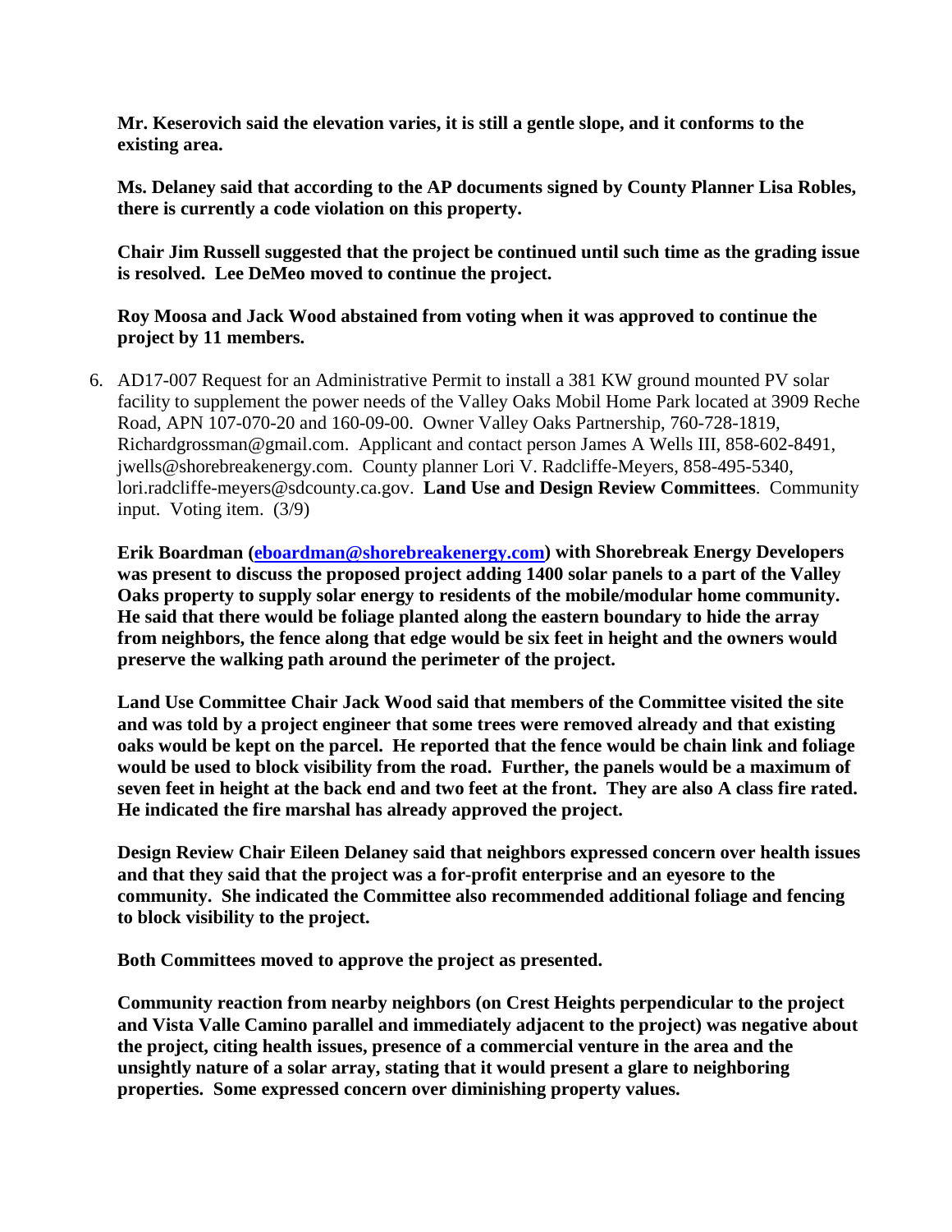**Mr. Keserovich said the elevation varies, it is still a gentle slope, and it conforms to the existing area.**

**Ms. Delaney said that according to the AP documents signed by County Planner Lisa Robles, there is currently a code violation on this property.**

**Chair Jim Russell suggested that the project be continued until such time as the grading issue is resolved. Lee DeMeo moved to continue the project.**

**Roy Moosa and Jack Wood abstained from voting when it was approved to continue the project by 11 members.**

6. AD17-007 Request for an Administrative Permit to install a 381 KW ground mounted PV solar facility to supplement the power needs of the Valley Oaks Mobil Home Park located at 3909 Reche Road, APN 107-070-20 and 160-09-00. Owner Valley Oaks Partnership, 760-728-1819, Richardgrossman@gmail.com. Applicant and contact person James A Wells III, 858-602-8491, jwells@shorebreakenergy.com. County planner Lori V. Radcliffe-Meyers, 858-495-5340, lori.radcliffe-meyers@sdcounty.ca.gov. **Land Use and Design Review Committees**. Community input. Voting item. (3/9)

   **Erik Boardman (eboardman@shorebreakenergy.com) with Shorebreak Energy Developers was present to discuss the proposed project adding 1400 solar panels to a part of the Valley Oaks property to supply solar energy to residents of the mobile/modular home community. He said that there would be foliage planted along the eastern boundary to hide the array from neighbors, the fence along that edge would be six feet in height and the owners would preserve the walking path around the perimeter of the project.**

   **Land Use Committee Chair Jack Wood said that members of the Committee visited the site and was told by a project engineer that some trees were removed already and that existing oaks would be kept on the parcel. He reported that the fence would be chain link and foliage would be used to block visibility from the road. Further, the panels would be a maximum of seven feet in height at the back end and two feet at the front. They are also A class fire rated. He indicated the fire marshal has already approved the project.**

   **Design Review Chair Eileen Delaney said that neighbors expressed concern over health issues and that they said that the project was a for-profit enterprise and an eyesore to the community. She indicated the Committee also recommended additional foliage and fencing to block visibility to the project.**

   **Both Committees moved to approve the project as presented.**

   **Community reaction from nearby neighbors (on Crest Heights perpendicular to the project and Vista Valle Camino parallel and immediately adjacent to the project) was negative about the project, citing health issues, presence of a commercial venture in the area and the unsightly nature of a solar array, stating that it would present a glare to neighboring properties. Some expressed concern over diminishing property values.**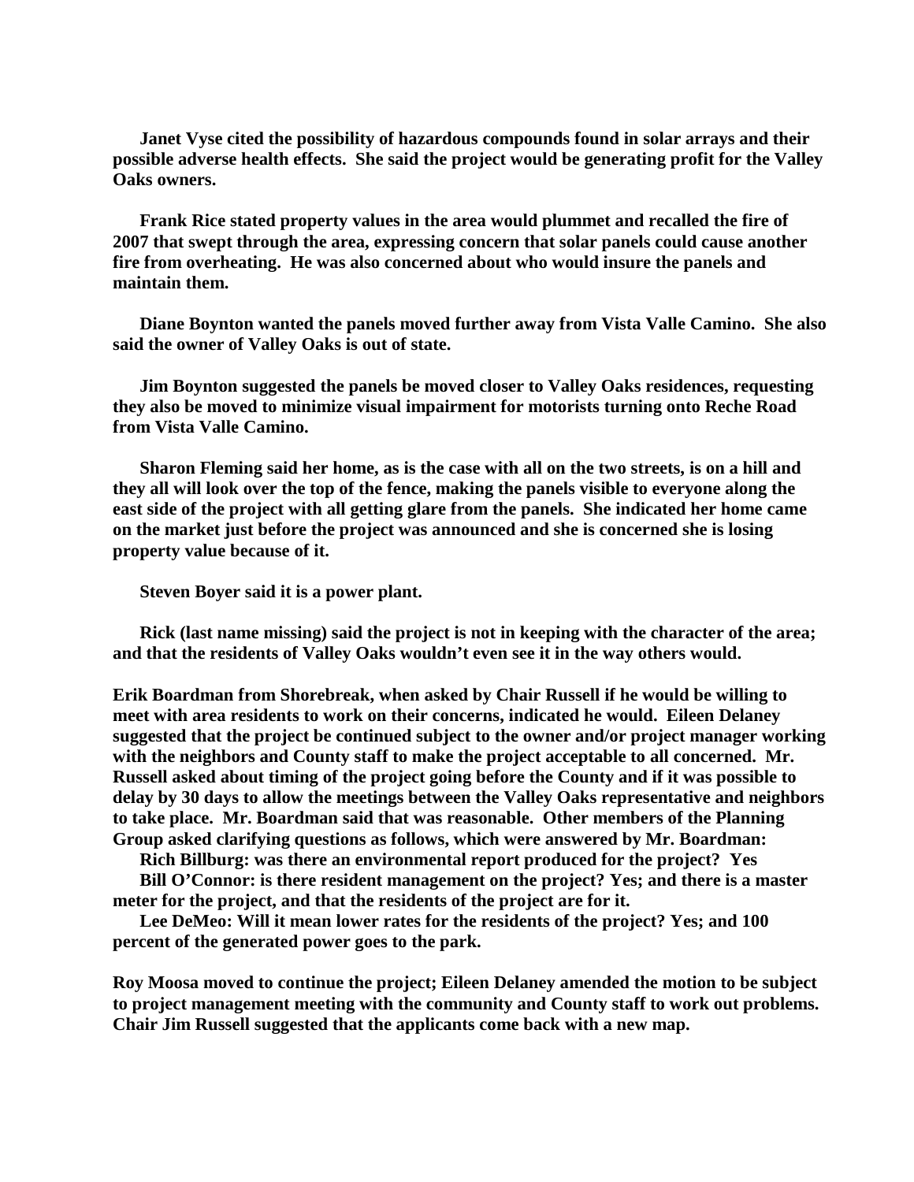**Janet Vyse cited the possibility of hazardous compounds found in solar arrays and their possible adverse health effects. She said the project would be generating profit for the Valley Oaks owners.**

**Frank Rice stated property values in the area would plummet and recalled the fire of 2007 that swept through the area, expressing concern that solar panels could cause another fire from overheating. He was also concerned about who would insure the panels and maintain them.**

**Diane Boynton wanted the panels moved further away from Vista Valle Camino. She also said the owner of Valley Oaks is out of state.**

**Jim Boynton suggested the panels be moved closer to Valley Oaks residences, requesting they also be moved to minimize visual impairment for motorists turning onto Reche Road from Vista Valle Camino.**

**Sharon Fleming said her home, as is the case with all on the two streets, is on a hill and they all will look over the top of the fence, making the panels visible to everyone along the east side of the project with all getting glare from the panels. She indicated her home came on the market just before the project was announced and she is concerned she is losing property value because of it.**

**Steven Boyer said it is a power plant.**

**Rick (last name missing) said the project is not in keeping with the character of the area; and that the residents of Valley Oaks wouldn't even see it in the way others would.**

**Erik Boardman from Shorebreak, when asked by Chair Russell if he would be willing to meet with area residents to work on their concerns, indicated he would. Eileen Delaney suggested that the project be continued subject to the owner and/or project manager working with the neighbors and County staff to make the project acceptable to all concerned. Mr. Russell asked about timing of the project going before the County and if it was possible to delay by 30 days to allow the meetings between the Valley Oaks representative and neighbors to take place. Mr. Boardman said that was reasonable. Other members of the Planning Group asked clarifying questions as follows, which were answered by Mr. Boardman:**

**Rich Billburg: was there an environmental report produced for the project? Yes**

**Bill O'Connor: is there resident management on the project? Yes; and there is a master meter for the project, and that the residents of the project are for it.**

**Lee DeMeo: Will it mean lower rates for the residents of the project? Yes; and 100 percent of the generated power goes to the park.**

**Roy Moosa moved to continue the project; Eileen Delaney amended the motion to be subject to project management meeting with the community and County staff to work out problems. Chair Jim Russell suggested that the applicants come back with a new map.**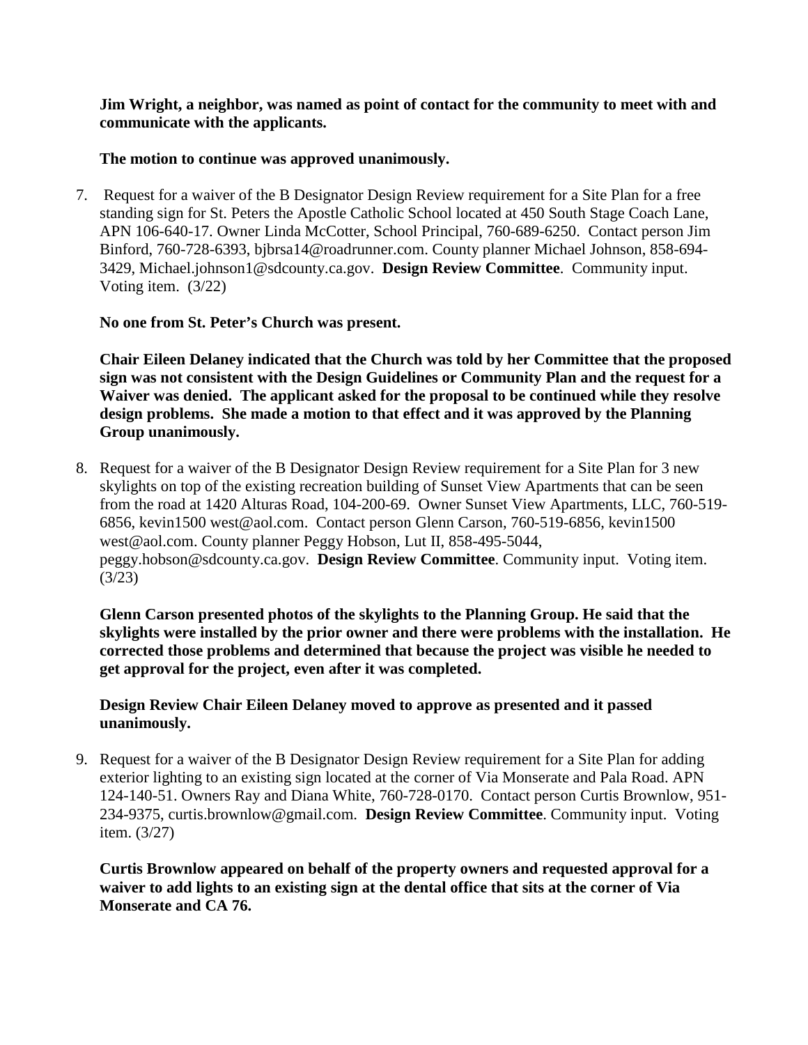**Jim Wright, a neighbor, was named as point of contact for the community to meet with and communicate with the applicants.**

**The motion to continue was approved unanimously.**

7. Request for a waiver of the B Designator Design Review requirement for a Site Plan for a free standing sign for St. Peters the Apostle Catholic School located at 450 South Stage Coach Lane, APN 106-640-17. Owner Linda McCotter, School Principal, 760-689-6250. Contact person Jim Binford, 760-728-6393, bjbrsa14@roadrunner.com. County planner Michael Johnson, 858-694-3429, Michael.johnson1@sdcounty.ca.gov. **Design Review Committee**. Community input. Voting item. (3/22)

   **No one from St. Peter's Church was present.**

   **Chair Eileen Delaney indicated that the Church was told by her Committee that the proposed sign was not consistent with the Design Guidelines or Community Plan and the request for a Waiver was denied. The applicant asked for the proposal to be continued while they resolve design problems. She made a motion to that effect and it was approved by the Planning Group unanimously.**

8. Request for a waiver of the B Designator Design Review requirement for a Site Plan for 3 new skylights on top of the existing recreation building of Sunset View Apartments that can be seen from the road at 1420 Alturas Road, 104-200-69. Owner Sunset View Apartments, LLC, 760-519-6856, kevin1500 west@aol.com. Contact person Glenn Carson, 760-519-6856, kevin1500 west@aol.com. County planner Peggy Hobson, Lut II, 858-495-5044, peggy.hobson@sdcounty.ca.gov. **Design Review Committee**. Community input. Voting item. (3/23)

   **Glenn Carson presented photos of the skylights to the Planning Group. He said that the skylights were installed by the prior owner and there were problems with the installation. He corrected those problems and determined that because the project was visible he needed to get approval for the project, even after it was completed.**

   **Design Review Chair Eileen Delaney moved to approve as presented and it passed unanimously.**

9. Request for a waiver of the B Designator Design Review requirement for a Site Plan for adding exterior lighting to an existing sign located at the corner of Via Monserate and Pala Road. APN 124-140-51. Owners Ray and Diana White, 760-728-0170. Contact person Curtis Brownlow, 951-234-9375, curtis.brownlow@gmail.com. **Design Review Committee**. Community input. Voting item. (3/27)

   **Curtis Brownlow appeared on behalf of the property owners and requested approval for a waiver to add lights to an existing sign at the dental office that sits at the corner of Via Monserate and CA 76.**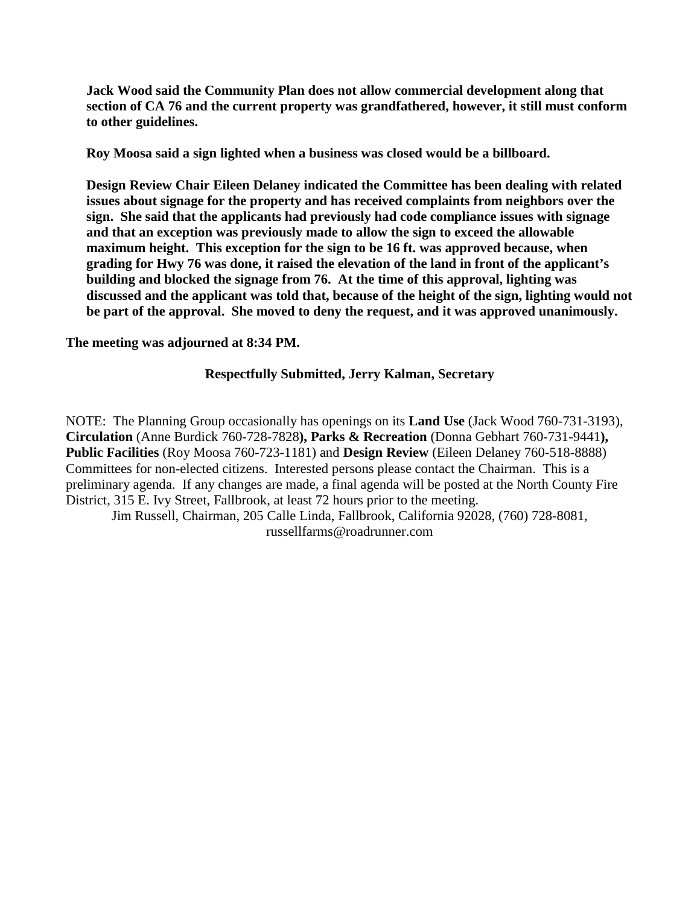**Jack Wood said the Community Plan does not allow commercial development along that section of CA 76 and the current property was grandfathered, however, it still must conform to other guidelines.**

**Roy Moosa said a sign lighted when a business was closed would be a billboard.**

**Design Review Chair Eileen Delaney indicated the Committee has been dealing with related issues about signage for the property and has received complaints from neighbors over the sign. She said that the applicants had previously had code compliance issues with signage and that an exception was previously made to allow the sign to exceed the allowable maximum height. This exception for the sign to be 16 ft. was approved because, when grading for Hwy 76 was done, it raised the elevation of the land in front of the applicant's building and blocked the signage from 76. At the time of this approval, lighting was discussed and the applicant was told that, because of the height of the sign, lighting would not be part of the approval. She moved to deny the request, and it was approved unanimously.**

**The meeting was adjourned at 8:34 PM.**

**Respectfully Submitted, Jerry Kalman, Secretary**

NOTE: The Planning Group occasionally has openings on its **Land Use** (Jack Wood 760-731-3193), **Circulation** (Anne Burdick 760-728-7828**), Parks & Recreation** (Donna Gebhart 760-731-9441**), Public Facilities** (Roy Moosa 760-723-1181) and **Design Review** (Eileen Delaney 760-518-8888) Committees for non-elected citizens. Interested persons please contact the Chairman. This is a preliminary agenda. If any changes are made, a final agenda will be posted at the North County Fire District, 315 E. Ivy Street, Fallbrook, at least 72 hours prior to the meeting.

Jim Russell, Chairman, 205 Calle Linda, Fallbrook, California 92028, (760) 728-8081, russellfarms@roadrunner.com